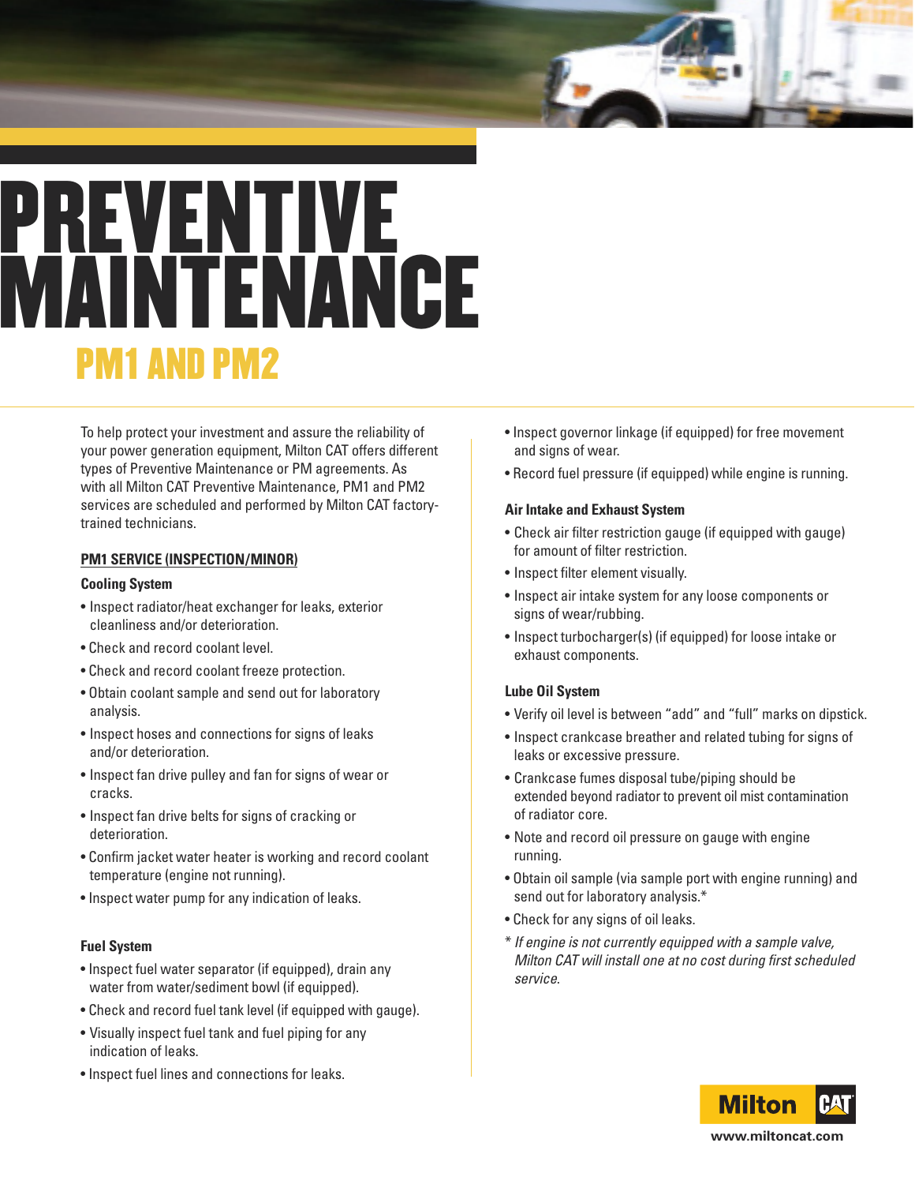# PREVENTIVE MAINTENANCE

## PM1 AND PM2

To help protect your investment and assure the reliability of your power generation equipment, Milton CAT offers different types of Preventive Maintenance or PM agreements. As with all Milton CAT Preventive Maintenance, PM1 and PM2 services are scheduled and performed by Milton CAT factory-trained technicians.

### PM1 SERVICE (INSPECTION/MINOR)

**Cooling System**

- Inspect radiator/heat exchanger for leaks, exterior cleanliness and/or deterioration.
- Check and record coolant level.
- Check and record coolant freeze protection.
- Obtain coolant sample and send out for laboratory analysis.
- Inspect hoses and connections for signs of leaks and/or deterioration.
- Inspect fan drive pulley and fan for signs of wear or cracks.
- Inspect fan drive belts for signs of cracking or deterioration.
- Confirm jacket water heater is working and record coolant temperature (engine not running).
- Inspect water pump for any indication of leaks.

**Fuel System**

- Inspect fuel water separator (if equipped), drain any water from water/sediment bowl (if equipped).
- Check and record fuel tank level (if equipped with gauge).
- Visually inspect fuel tank and fuel piping for any indication of leaks.
- Inspect fuel lines and connections for leaks.
- Inspect governor linkage (if equipped) for free movement and signs of wear.
- Record fuel pressure (if equipped) while engine is running.

**Air Intake and Exhaust System**

- Check air filter restriction gauge (if equipped with gauge) for amount of filter restriction.
- Inspect filter element visually.
- Inspect air intake system for any loose components or signs of wear/rubbing.
- Inspect turbocharger(s) (if equipped) for loose intake or exhaust components.

**Lube Oil System**

- Verify oil level is between "add" and "full" marks on dipstick.
- Inspect crankcase breather and related tubing for signs of leaks or excessive pressure.
- Crankcase fumes disposal tube/piping should be extended beyond radiator to prevent oil mist contamination of radiator core.
- Note and record oil pressure on gauge with engine running.
- Obtain oil sample (via sample port with engine running) and send out for laboratory analysis.*
- Check for any signs of oil leaks.

*\* If engine is not currently equipped with a sample valve, Milton CAT will install one at no cost during first scheduled service.*

Milton CAT

www.miltoncat.com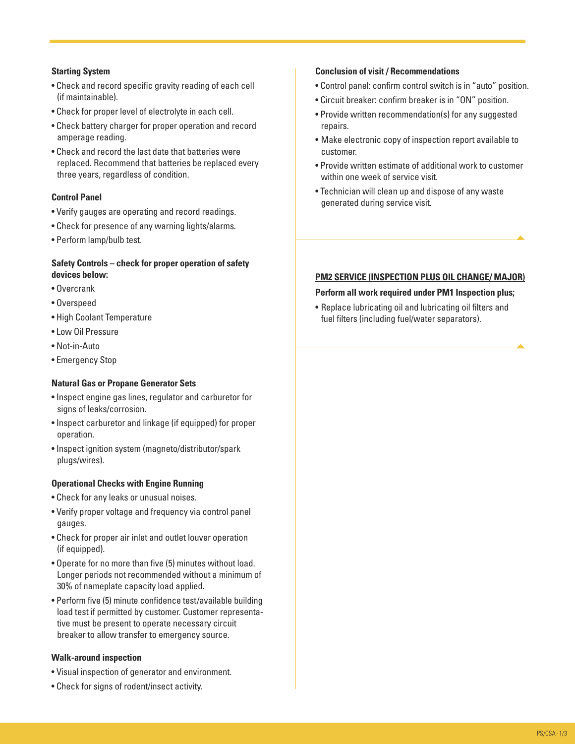**Starting System**

- Check and record specific gravity reading of each cell (if maintainable).
- Check for proper level of electrolyte in each cell.
- Check battery charger for proper operation and record amperage reading.
- Check and record the last date that batteries were replaced. Recommend that batteries be replaced every three years, regardless of condition.

**Control Panel**

- Verify gauges are operating and record readings.
- Check for presence of any warning lights/alarms.
- Perform lamp/bulb test.

**Safety Controls – check for proper operation of safety devices below:**

- Overcrank
- Overspeed
- High Coolant Temperature
- Low Oil Pressure
- Not-in-Auto
- Emergency Stop

**Natural Gas or Propane Generator Sets**

- Inspect engine gas lines, regulator and carburetor for signs of leaks/corrosion.
- Inspect carburetor and linkage (if equipped) for proper operation.
- Inspect ignition system (magneto/distributor/spark plugs/wires).

**Operational Checks with Engine Running**

- Check for any leaks or unusual noises.
- Verify proper voltage and frequency via control panel gauges.
- Check for proper air inlet and outlet louver operation (if equipped).
- Operate for no more than five (5) minutes without load. Longer periods not recommended without a minimum of 30% of nameplate capacity load applied.
- Perform five (5) minute confidence test/available building load test if permitted by customer. Customer representative must be present to operate necessary circuit breaker to allow transfer to emergency source.

**Walk-around inspection**

- Visual inspection of generator and environment.
- Check for signs of rodent/insect activity.

**Conclusion of visit / Recommendations**

- Control panel: confirm control switch is in "auto" position.
- Circuit breaker: confirm breaker is in "ON" position.
- Provide written recommendation(s) for any suggested repairs.
- Make electronic copy of inspection report available to customer.
- Provide written estimate of additional work to customer within one week of service visit.
- Technician will clean up and dispose of any waste generated during service visit.

**PM2 SERVICE (INSPECTION PLUS OIL CHANGE/ MAJOR)**

**Perform all work required under PM1 Inspection plus;**

- Replace lubricating oil and lubricating oil filters and fuel filters (including fuel/water separators).